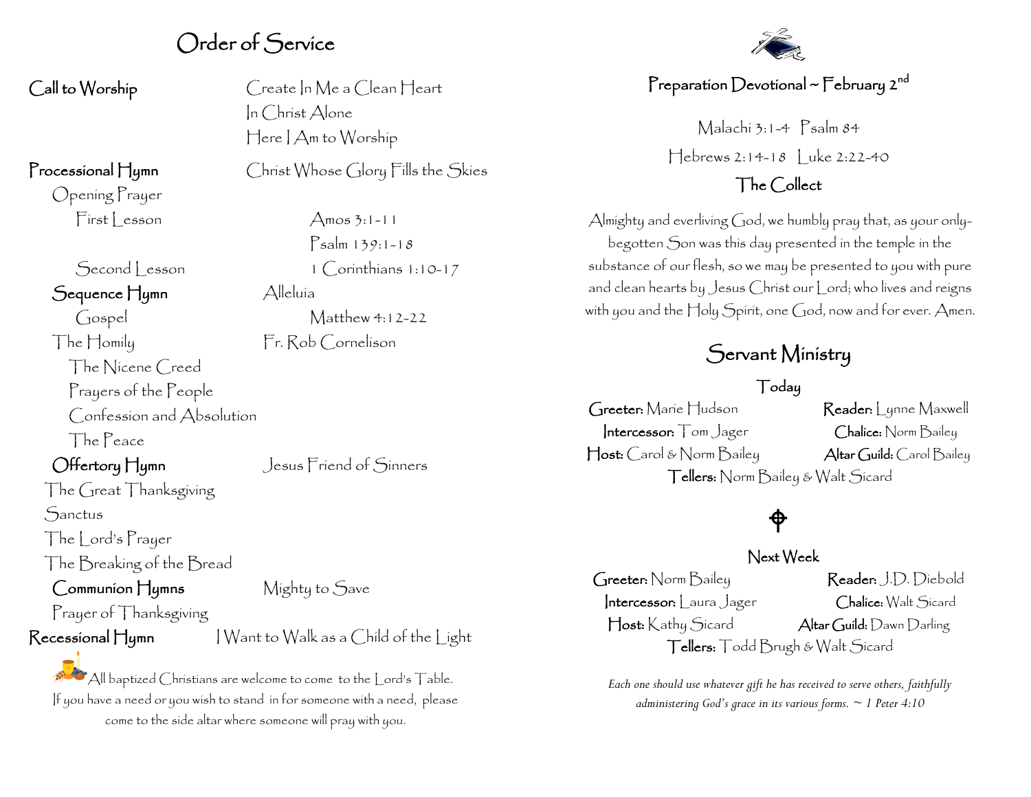# Order of Service

**Call to Worship** — Create In Me a Clean Heart
In Christ Alone
Here I Am to Worship

**Processional Hymn** — Christ Whose Glory Fills the Skies

Opening Prayer

First Lesson — Amos 3:1-11
Psalm 139:1-18

Second Lesson — 1 Corinthians 1:10-17

**Sequence Hymn** — Alleluia

Gospel — Matthew 4:12-22

The Homily — Fr. Rob Cornelison

The Nicene Creed

Prayers of the People

Confession and Absolution

The Peace

**Offertory Hymn** — Jesus Friend of Sinners

The Great Thanksgiving

Sanctus

The Lord's Prayer

The Breaking of the Bread

**Communion Hymns** — Mighty to Save

Prayer of Thanksgiving

**Recessional Hymn** — I Want to Walk as a Child of the Light

All baptized Christians are welcome to come to the Lord's Table. If you have a need or you wish to stand in for someone with a need, please come to the side altar where someone will pray with you.

## Preparation Devotional ~ February 2nd

Malachi 3:1-4 Psalm 84

Hebrews 2:14-18 Luke 2:22-40

### The Collect

Almighty and everliving God, we humbly pray that, as your only-begotten Son was this day presented in the temple in the substance of our flesh, so we may be presented to you with pure and clean hearts by Jesus Christ our Lord; who lives and reigns with you and the Holy Spirit, one God, now and for ever. Amen.

## Servant Ministry

### Today

**Greeter:** Marie Hudson
**Reader:** Lynne Maxwell
**Intercessor:** Tom Jager
**Chalice:** Norm Bailey
**Host:** Carol & Norm Bailey
**Altar Guild:** Carol Bailey
**Tellers:** Norm Bailey & Walt Sicard

### Next Week

**Greeter:** Norm Bailey
**Reader:** J.D. Diebold
**Intercessor:** Laura Jager
**Chalice:** Walt Sicard
**Host:** Kathy Sicard
**Altar Guild:** Dawn Darling
**Tellers:** Todd Brugh & Walt Sicard

*Each one should use whatever gift he has received to serve others, faithfully administering God's grace in its various forms. ~ 1 Peter 4:10*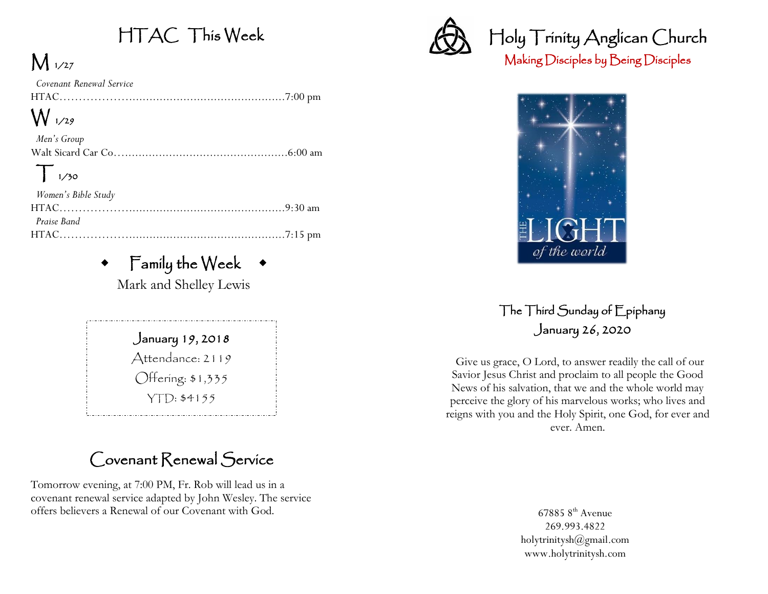# HTAC This Week

## M 1/27

*Covenant Renewal Service*

HTAC……………………………………………………………7:00 pm

## W 1/29

*Men's Group*

Walt Sicard Car Co……………………………………………6:00 am

## T 1/30

*Women's Bible Study*

HTAC……………………………………………………………9:30 am

*Praise Band*

HTAC……………………………………………………………7:15 pm

## ◆ Family the Week ◆

Mark and Shelley Lewis

January 19, 2018

Attendance: 2119

Offering: $1,335

YTD: $4155

## Covenant Renewal Service

Tomorrow evening, at 7:00 PM, Fr. Rob will lead us in a covenant renewal service adapted by John Wesley. The service offers believers a Renewal of our Covenant with God.

# Holy Trinity Anglican Church

Making Disciples by Being Disciples

THE LIGHT of the world

## The Third Sunday of Epiphany
## January 26, 2020

Give us grace, O Lord, to answer readily the call of our Savior Jesus Christ and proclaim to all people the Good News of his salvation, that we and the whole world may perceive the glory of his marvelous works; who lives and reigns with you and the Holy Spirit, one God, for ever and ever. Amen.

67885 8th Avenue
269.993.4822
holytrinitysh@gmail.com
www.holytrinitysh.com